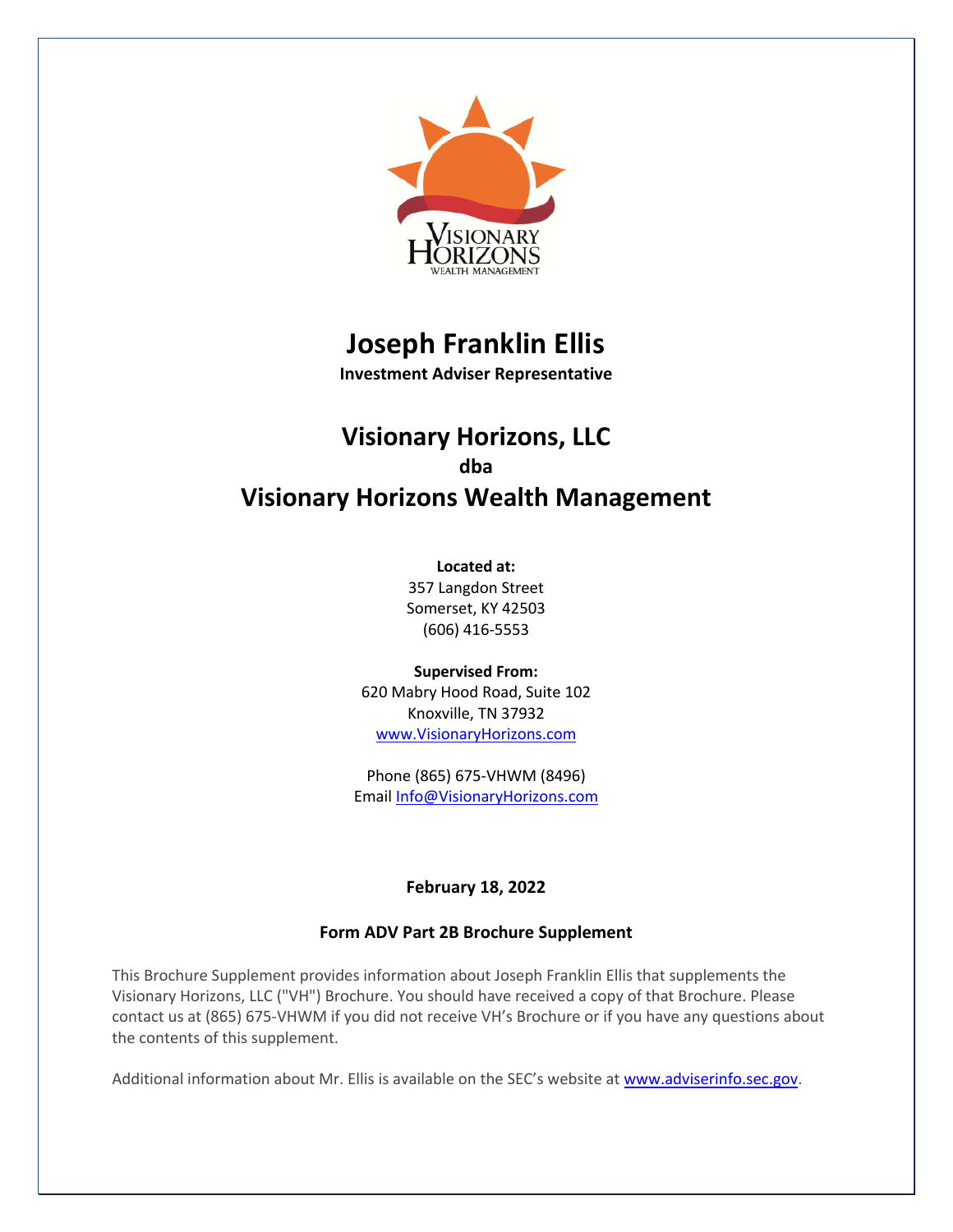# Joseph Franklin Ellis

**Investment Adviser Representative**

## Visionary Horizons, LLC

**dba**

## Visionary Horizons Wealth Management

**Located at:**
357 Langdon Street
Somerset, KY 42503
(606) 416-5553

**Supervised From:**
620 Mabry Hood Road, Suite 102
Knoxville, TN 37932
www.VisionaryHorizons.com

Phone (865) 675-VHWM (8496)
Email Info@VisionaryHorizons.com

**February 18, 2022**

**Form ADV Part 2B Brochure Supplement**

This Brochure Supplement provides information about Joseph Franklin Ellis that supplements the Visionary Horizons, LLC ("VH") Brochure. You should have received a copy of that Brochure. Please contact us at (865) 675-VHWM if you did not receive VH's Brochure or if you have any questions about the contents of this supplement.

Additional information about Mr. Ellis is available on the SEC's website at www.adviserinfo.sec.gov.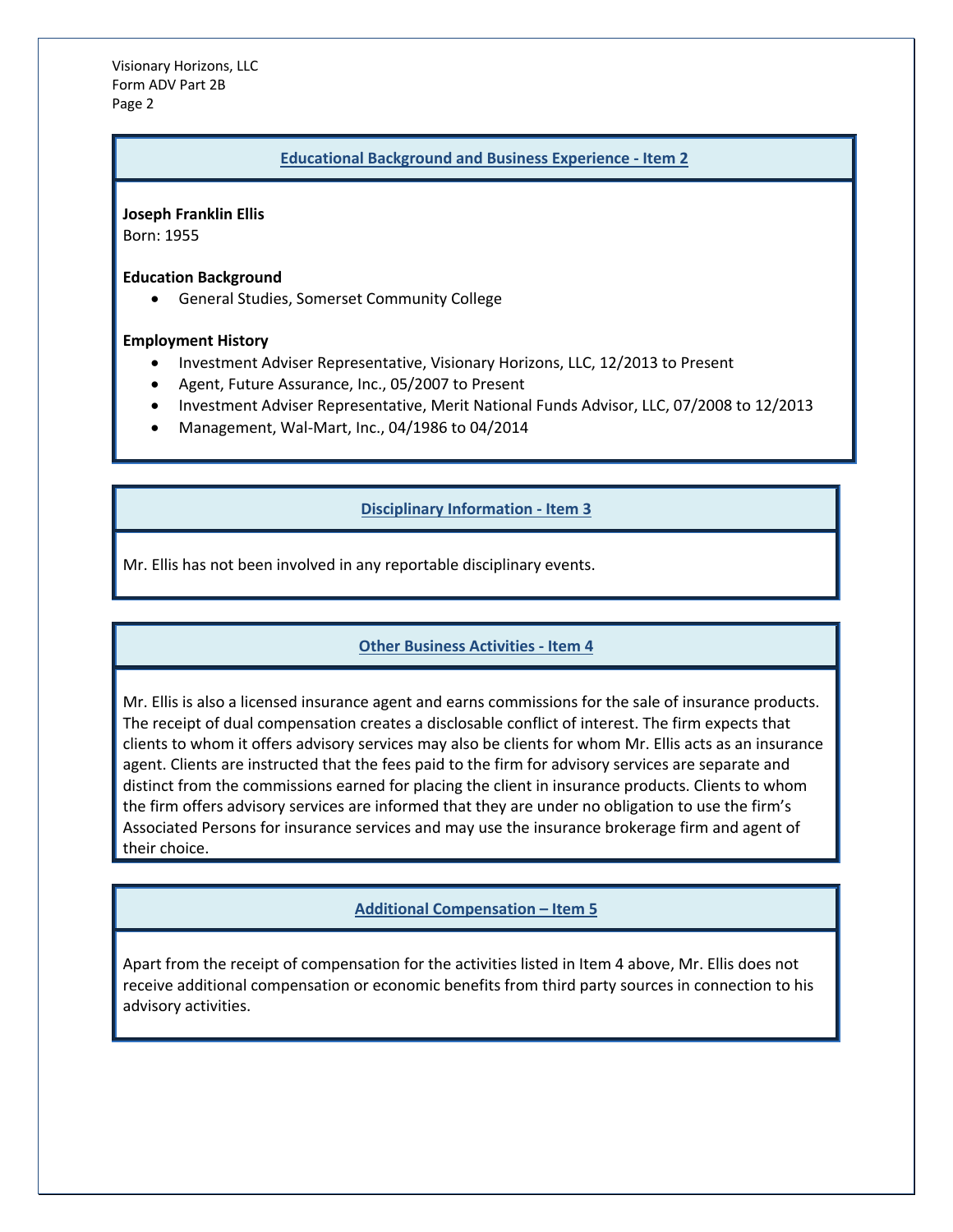## Educational Background and Business Experience - Item 2

**Joseph Franklin Ellis**
Born: 1955

**Education Background**

- General Studies, Somerset Community College

**Employment History**

- Investment Adviser Representative, Visionary Horizons, LLC, 12/2013 to Present
- Agent, Future Assurance, Inc., 05/2007 to Present
- Investment Adviser Representative, Merit National Funds Advisor, LLC, 07/2008 to 12/2013
- Management, Wal-Mart, Inc., 04/1986 to 04/2014

## Disciplinary Information - Item 3

Mr. Ellis has not been involved in any reportable disciplinary events.

## Other Business Activities - Item 4

Mr. Ellis is also a licensed insurance agent and earns commissions for the sale of insurance products. The receipt of dual compensation creates a disclosable conflict of interest. The firm expects that clients to whom it offers advisory services may also be clients for whom Mr. Ellis acts as an insurance agent. Clients are instructed that the fees paid to the firm for advisory services are separate and distinct from the commissions earned for placing the client in insurance products. Clients to whom the firm offers advisory services are informed that they are under no obligation to use the firm's Associated Persons for insurance services and may use the insurance brokerage firm and agent of their choice.

## Additional Compensation – Item 5

Apart from the receipt of compensation for the activities listed in Item 4 above, Mr. Ellis does not receive additional compensation or economic benefits from third party sources in connection to his advisory activities.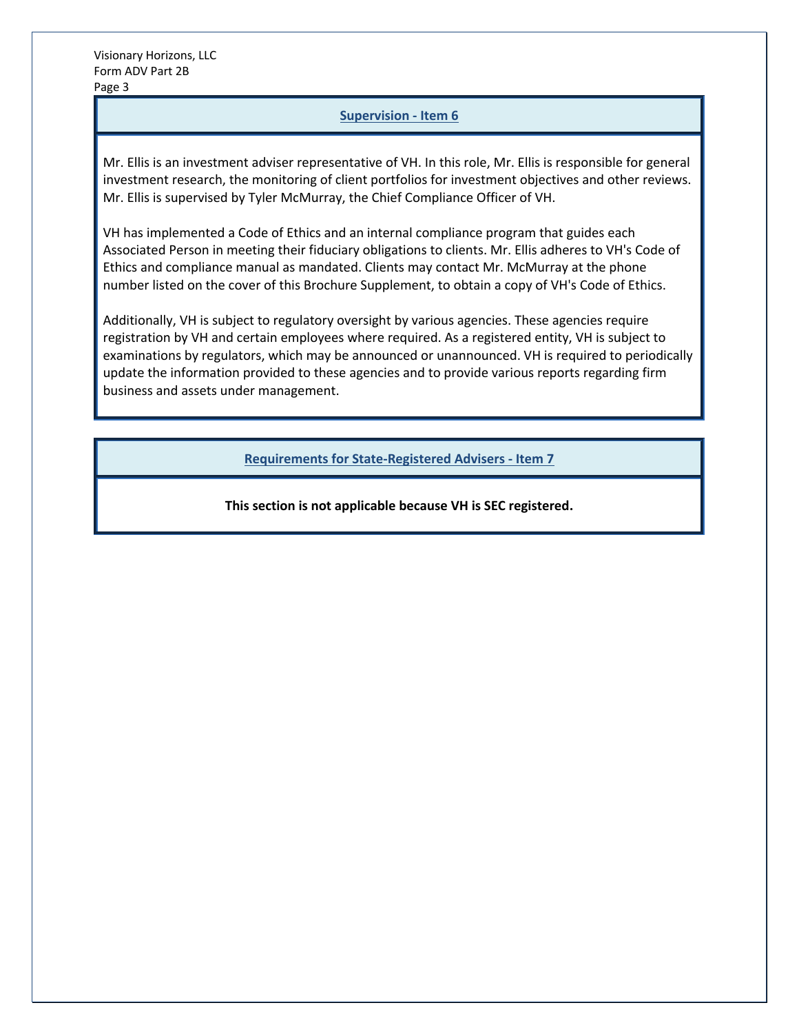## Supervision - Item 6

Mr. Ellis is an investment adviser representative of VH. In this role, Mr. Ellis is responsible for general investment research, the monitoring of client portfolios for investment objectives and other reviews. Mr. Ellis is supervised by Tyler McMurray, the Chief Compliance Officer of VH.

VH has implemented a Code of Ethics and an internal compliance program that guides each Associated Person in meeting their fiduciary obligations to clients. Mr. Ellis adheres to VH's Code of Ethics and compliance manual as mandated. Clients may contact Mr. McMurray at the phone number listed on the cover of this Brochure Supplement, to obtain a copy of VH's Code of Ethics.

Additionally, VH is subject to regulatory oversight by various agencies. These agencies require registration by VH and certain employees where required. As a registered entity, VH is subject to examinations by regulators, which may be announced or unannounced. VH is required to periodically update the information provided to these agencies and to provide various reports regarding firm business and assets under management.

## Requirements for State-Registered Advisers - Item 7

**This section is not applicable because VH is SEC registered.**